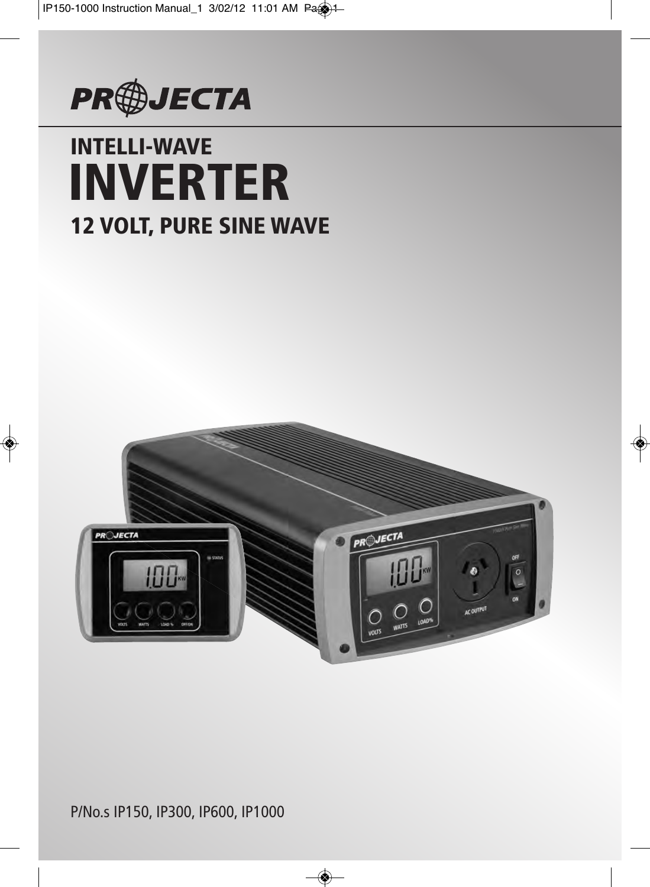# PROJECTA

## INTELLI-WAVE

# INVERTER

## 12 VOLT, PURE SINE WAVE

P/No.s IP150, IP300, IP600, IP1000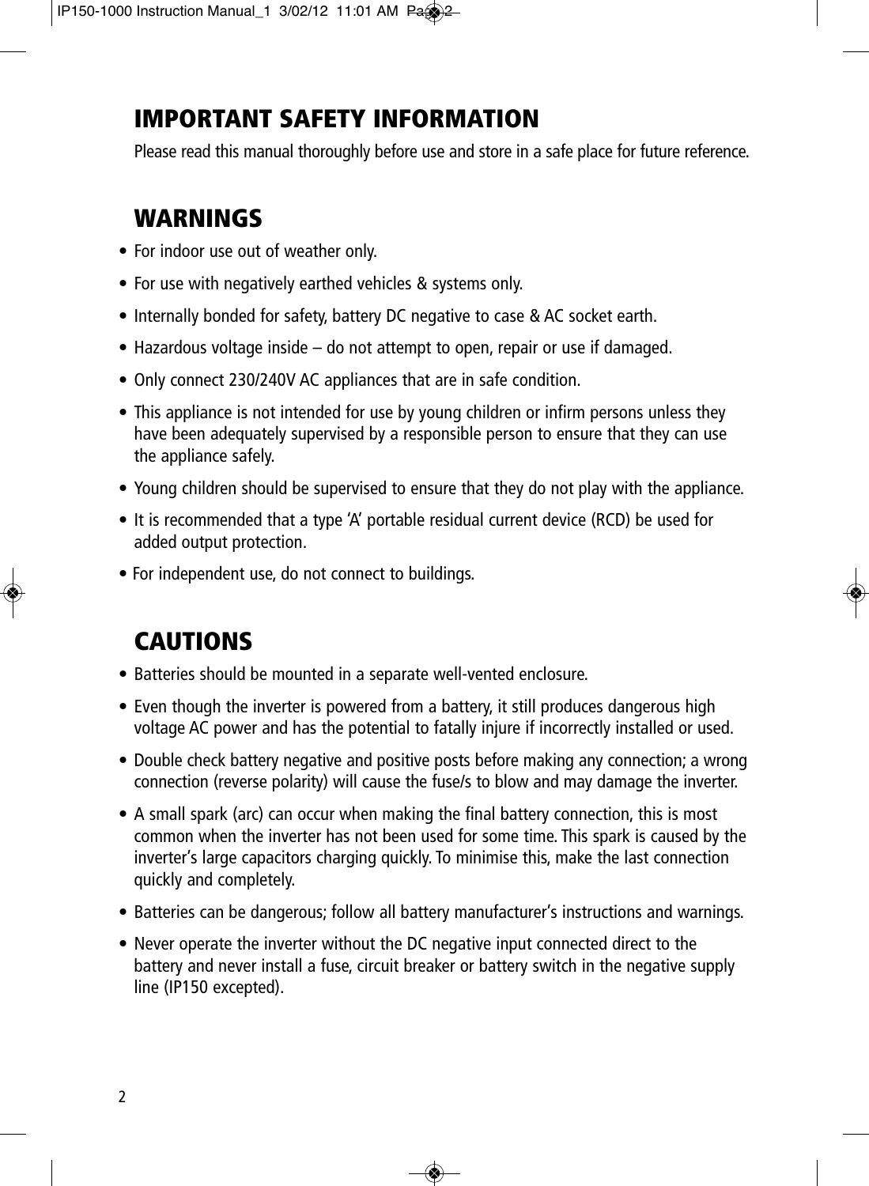# IMPORTANT SAFETY INFORMATION

Please read this manual thoroughly before use and store in a safe place for future reference.

## WARNINGS

- For indoor use out of weather only.
- For use with negatively earthed vehicles & systems only.
- Internally bonded for safety, battery DC negative to case & AC socket earth.
- Hazardous voltage inside – do not attempt to open, repair or use if damaged.
- Only connect 230/240V AC appliances that are in safe condition.
- This appliance is not intended for use by young children or infirm persons unless they have been adequately supervised by a responsible person to ensure that they can use the appliance safely.
- Young children should be supervised to ensure that they do not play with the appliance.
- It is recommended that a type 'A' portable residual current device (RCD) be used for added output protection.
- For independent use, do not connect to buildings.

## CAUTIONS

- Batteries should be mounted in a separate well-vented enclosure.
- Even though the inverter is powered from a battery, it still produces dangerous high voltage AC power and has the potential to fatally injure if incorrectly installed or used.
- Double check battery negative and positive posts before making any connection; a wrong connection (reverse polarity) will cause the fuse/s to blow and may damage the inverter.
- A small spark (arc) can occur when making the final battery connection, this is most common when the inverter has not been used for some time. This spark is caused by the inverter's large capacitors charging quickly. To minimise this, make the last connection quickly and completely.
- Batteries can be dangerous; follow all battery manufacturer's instructions and warnings.
- Never operate the inverter without the DC negative input connected direct to the battery and never install a fuse, circuit breaker or battery switch in the negative supply line (IP150 excepted).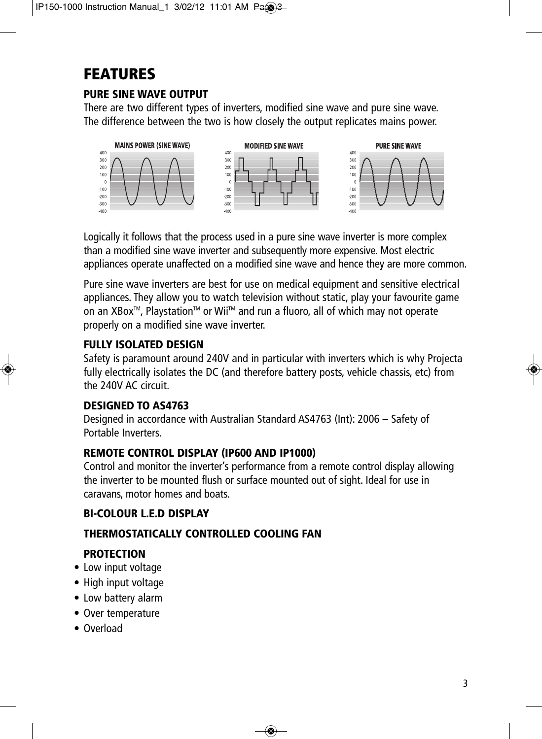# FEATURES

### PURE SINE WAVE OUTPUT

There are two different types of inverters, modified sine wave and pure sine wave. The difference between the two is how closely the output replicates mains power.

Logically it follows that the process used in a pure sine wave inverter is more complex than a modified sine wave inverter and subsequently more expensive. Most electric appliances operate unaffected on a modified sine wave and hence they are more common.

Pure sine wave inverters are best for use on medical equipment and sensitive electrical appliances. They allow you to watch television without static, play your favourite game on an XBox™, Playstation™ or Wii™ and run a fluoro, all of which may not operate properly on a modified sine wave inverter.

### FULLY ISOLATED DESIGN

Safety is paramount around 240V and in particular with inverters which is why Projecta fully electrically isolates the DC (and therefore battery posts, vehicle chassis, etc) from the 240V AC circuit.

### DESIGNED TO AS4763

Designed in accordance with Australian Standard AS4763 (Int): 2006 – Safety of Portable Inverters.

### REMOTE CONTROL DISPLAY (IP600 AND IP1000)

Control and monitor the inverter's performance from a remote control display allowing the inverter to be mounted flush or surface mounted out of sight. Ideal for use in caravans, motor homes and boats.

### BI-COLOUR L.E.D DISPLAY

### THERMOSTATICALLY CONTROLLED COOLING FAN

### PROTECTION

- Low input voltage
- High input voltage
- Low battery alarm
- Over temperature
- Overload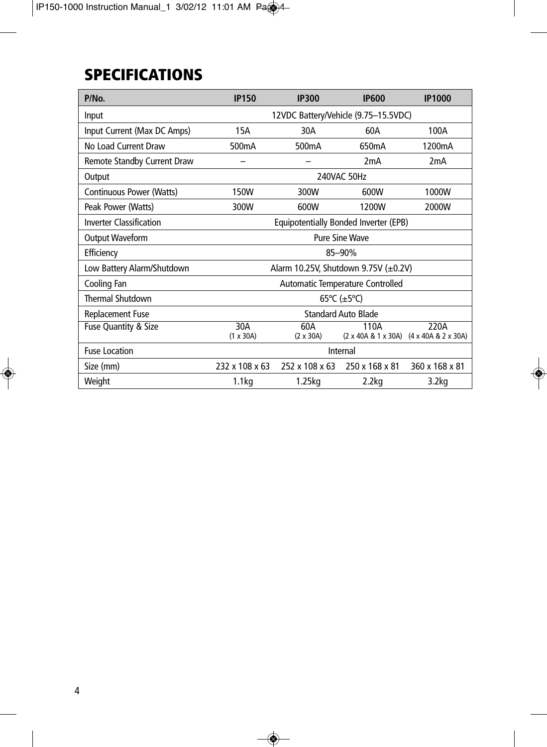# SPECIFICATIONS

| P/No. | IP150 | IP300 | IP600 | IP1000 |
|---|---|---|---|---|
| Input | 12VDC Battery/Vehicle (9.75–15.5VDC) | | | |
| Input Current (Max DC Amps) | 15A | 30A | 60A | 100A |
| No Load Current Draw | 500mA | 500mA | 650mA | 1200mA |
| Remote Standby Current Draw | – | – | 2mA | 2mA |
| Output | 240VAC 50Hz | | | |
| Continuous Power (Watts) | 150W | 300W | 600W | 1000W |
| Peak Power (Watts) | 300W | 600W | 1200W | 2000W |
| Inverter Classification | Equipotentially Bonded Inverter (EPB) | | | |
| Output Waveform | Pure Sine Wave | | | |
| Efficiency | 85–90% | | | |
| Low Battery Alarm/Shutdown | Alarm 10.25V, Shutdown 9.75V (±0.2V) | | | |
| Cooling Fan | Automatic Temperature Controlled | | | |
| Thermal Shutdown | 65ºC (±5ºC) | | | |
| Replacement Fuse | Standard Auto Blade | | | |
| Fuse Quantity & Size | 30A (1 x 30A) | 60A (2 x 30A) | 110A (2 x 40A & 1 x 30A) | 220A (4 x 40A & 2 x 30A) |
| Fuse Location | Internal | | | |
| Size (mm) | 232 x 108 x 63 | 252 x 108 x 63 | 250 x 168 x 81 | 360 x 168 x 81 |
| Weight | 1.1kg | 1.25kg | 2.2kg | 3.2kg |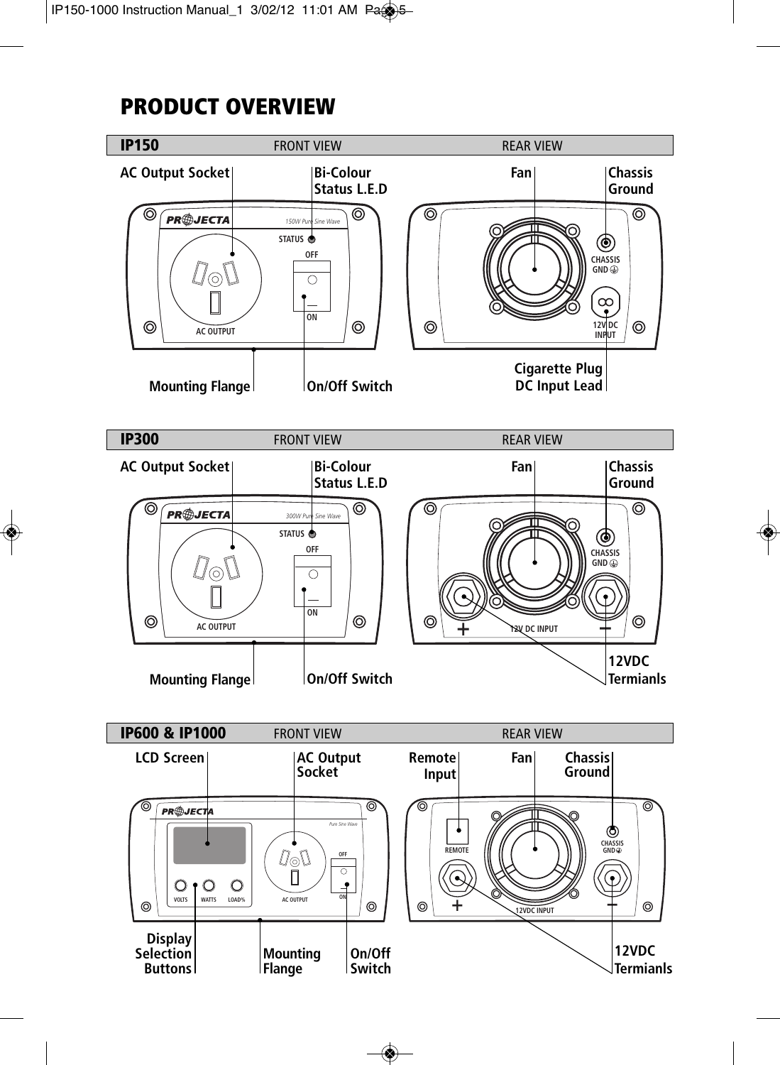# PRODUCT OVERVIEW

## IP150

FRONT VIEW

- AC Output Socket
- Bi-Colour Status L.E.D
- Mounting Flange
- On/Off Switch

REAR VIEW

- Fan
- Chassis Ground
- Cigarette Plug DC Input Lead

## IP300

FRONT VIEW

- AC Output Socket
- Bi-Colour Status L.E.D
- Mounting Flange
- On/Off Switch

REAR VIEW

- Fan
- Chassis Ground
- 12VDC Termianls

## IP600 & IP1000

FRONT VIEW

- LCD Screen
- AC Output Socket
- Display Selection Buttons
- Mounting Flange
- On/Off Switch

REAR VIEW

- Remote Input
- Fan
- Chassis Ground
- 12VDC Termianls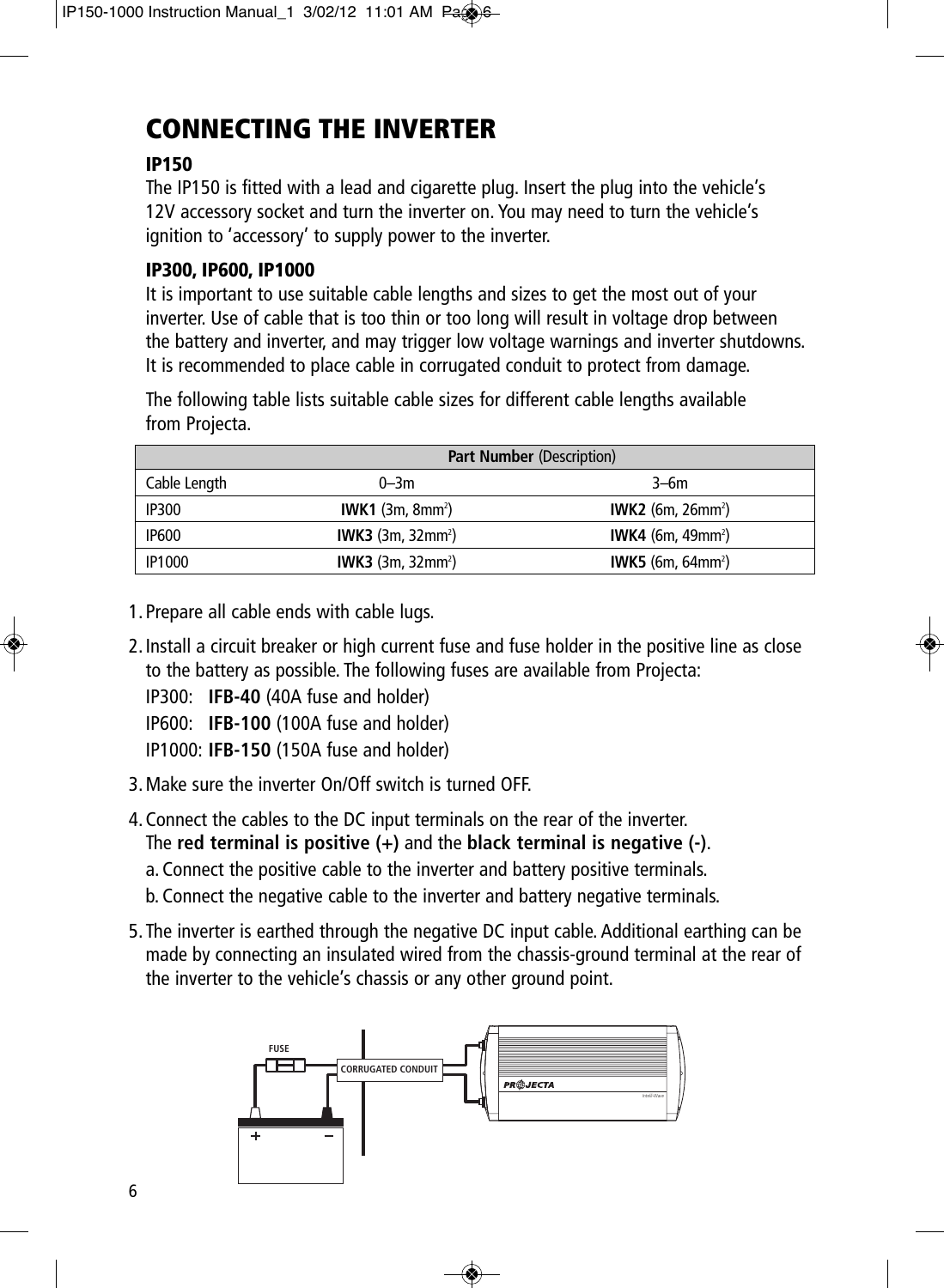# CONNECTING THE INVERTER

### IP150

The IP150 is fitted with a lead and cigarette plug. Insert the plug into the vehicle's 12V accessory socket and turn the inverter on. You may need to turn the vehicle's ignition to 'accessory' to supply power to the inverter.

### IP300, IP600, IP1000

It is important to use suitable cable lengths and sizes to get the most out of your inverter. Use of cable that is too thin or too long will result in voltage drop between the battery and inverter, and may trigger low voltage warnings and inverter shutdowns. It is recommended to place cable in corrugated conduit to protect from damage.

The following table lists suitable cable sizes for different cable lengths available from Projecta.

| | **Part Number** (Description) | |
|---|---|---|
| Cable Length | 0–3m | 3–6m |
| IP300 | **IWK1** (3m, 8mm$^2$) | **IWK2** (6m, 26mm$^2$) |
| IP600 | **IWK3** (3m, 32mm$^2$) | **IWK4** (6m, 49mm$^2$) |
| IP1000 | **IWK3** (3m, 32mm$^2$) | **IWK5** (6m, 64mm$^2$) |

1. Prepare all cable ends with cable lugs.
2. Install a circuit breaker or high current fuse and fuse holder in the positive line as close to the battery as possible. The following fuses are available from Projecta:
   IP300: **IFB-40** (40A fuse and holder)
   IP600: **IFB-100** (100A fuse and holder)
   IP1000: **IFB-150** (150A fuse and holder)
3. Make sure the inverter On/Off switch is turned OFF.
4. Connect the cables to the DC input terminals on the rear of the inverter. The **red terminal is positive (+)** and the **black terminal is negative (-)**.
   a. Connect the positive cable to the inverter and battery positive terminals.
   b. Connect the negative cable to the inverter and battery negative terminals.
5. The inverter is earthed through the negative DC input cable. Additional earthing can be made by connecting an insulated wired from the chassis-ground terminal at the rear of the inverter to the vehicle's chassis or any other ground point.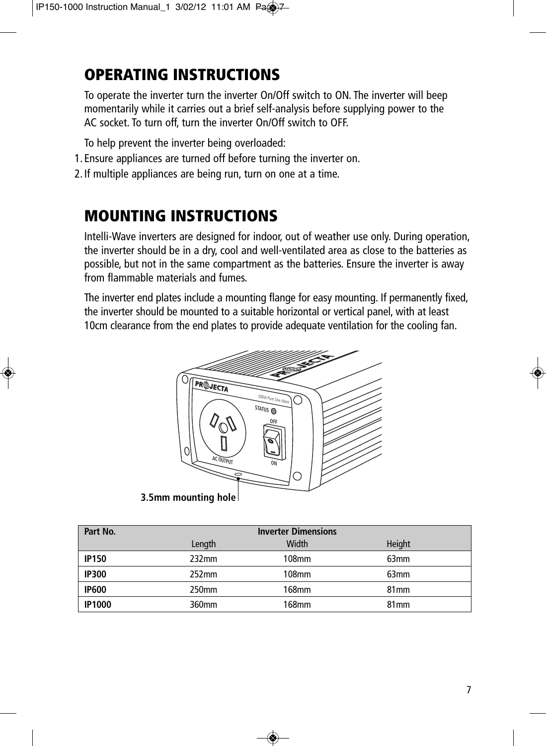## OPERATING INSTRUCTIONS

To operate the inverter turn the inverter On/Off switch to ON. The inverter will beep momentarily while it carries out a brief self-analysis before supplying power to the AC socket. To turn off, turn the inverter On/Off switch to OFF.

To help prevent the inverter being overloaded:

1. Ensure appliances are turned off before turning the inverter on.
2. If multiple appliances are being run, turn on one at a time.

## MOUNTING INSTRUCTIONS

Intelli-Wave inverters are designed for indoor, out of weather use only. During operation, the inverter should be in a dry, cool and well-ventilated area as close to the batteries as possible, but not in the same compartment as the batteries. Ensure the inverter is away from flammable materials and fumes.

The inverter end plates include a mounting flange for easy mounting. If permanently fixed, the inverter should be mounted to a suitable horizontal or vertical panel, with at least 10cm clearance from the end plates to provide adequate ventilation for the cooling fan.

3.5mm mounting hole

| Part No. | Inverter Dimensions | | |
|---|---|---|---|
| | Length | Width | Height |
| **IP150** | 232mm | 108mm | 63mm |
| **IP300** | 252mm | 108mm | 63mm |
| **IP600** | 250mm | 168mm | 81mm |
| **IP1000** | 360mm | 168mm | 81mm |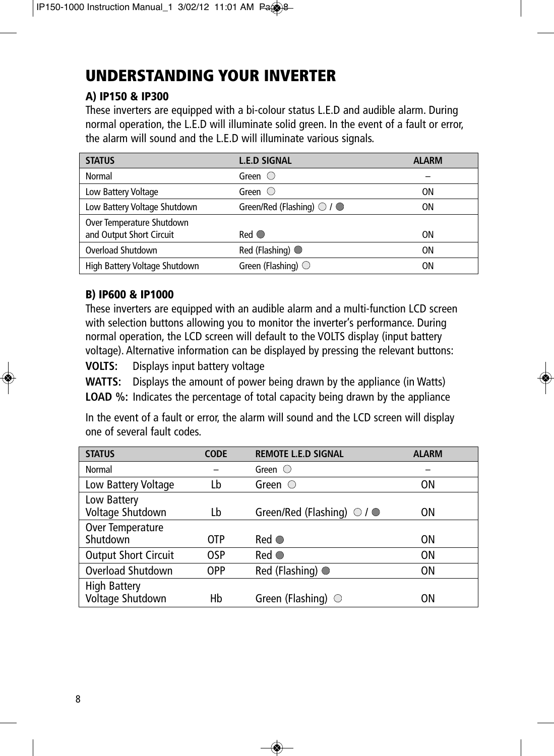# UNDERSTANDING YOUR INVERTER

### A) IP150 & IP300

These inverters are equipped with a bi-colour status L.E.D and audible alarm. During normal operation, the L.E.D will illuminate solid green. In the event of a fault or error, the alarm will sound and the L.E.D will illuminate various signals.

| STATUS | L.E.D SIGNAL | ALARM |
|---|---|---|
| Normal | Green ○ | – |
| Low Battery Voltage | Green ○ | ON |
| Low Battery Voltage Shutdown | Green/Red (Flashing) ○ / ● | ON |
| Over Temperature Shutdown and Output Short Circuit | Red ● | ON |
| Overload Shutdown | Red (Flashing) ● | ON |
| High Battery Voltage Shutdown | Green (Flashing) ○ | ON |

### B) IP600 & IP1000

These inverters are equipped with an audible alarm and a multi-function LCD screen with selection buttons allowing you to monitor the inverter's performance. During normal operation, the LCD screen will default to the VOLTS display (input battery voltage). Alternative information can be displayed by pressing the relevant buttons:

**VOLTS:** Displays input battery voltage

**WATTS:** Displays the amount of power being drawn by the appliance (in Watts)

**LOAD %:** Indicates the percentage of total capacity being drawn by the appliance

In the event of a fault or error, the alarm will sound and the LCD screen will display one of several fault codes.

| STATUS | CODE | REMOTE L.E.D SIGNAL | ALARM |
|---|---|---|---|
| Normal | – | Green ○ | – |
| Low Battery Voltage | Lb | Green ○ | ON |
| Low Battery Voltage Shutdown | Lb | Green/Red (Flashing) ○ / ● | ON |
| Over Temperature Shutdown | OTP | Red ● | ON |
| Output Short Circuit | OSP | Red ● | ON |
| Overload Shutdown | OPP | Red (Flashing) ● | ON |
| High Battery Voltage Shutdown | Hb | Green (Flashing) ○ | ON |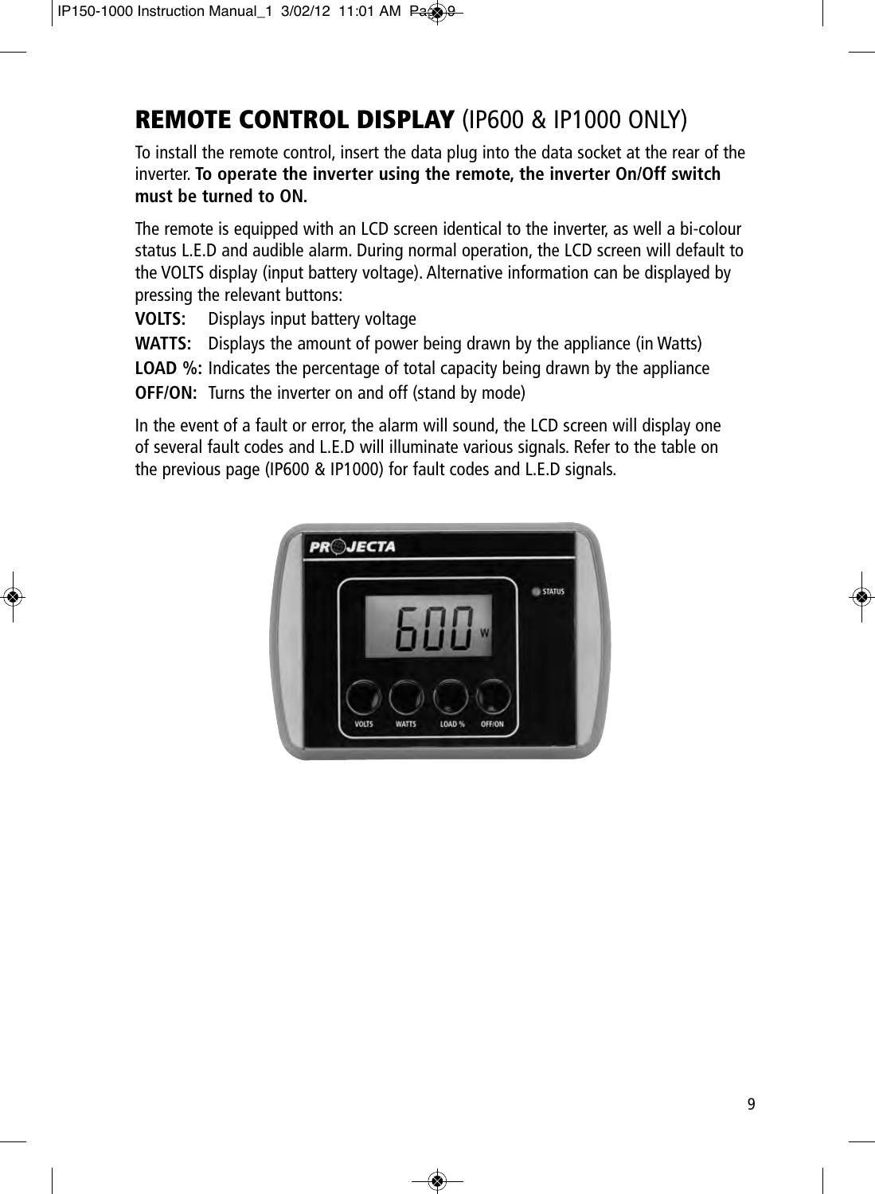# REMOTE CONTROL DISPLAY (IP600 & IP1000 ONLY)

To install the remote control, insert the data plug into the data socket at the rear of the inverter. **To operate the inverter using the remote, the inverter On/Off switch must be turned to ON.**

The remote is equipped with an LCD screen identical to the inverter, as well a bi-colour status L.E.D and audible alarm. During normal operation, the LCD screen will default to the VOLTS display (input battery voltage). Alternative information can be displayed by pressing the relevant buttons:

**VOLTS:** Displays input battery voltage

**WATTS:** Displays the amount of power being drawn by the appliance (in Watts)

**LOAD %:** Indicates the percentage of total capacity being drawn by the appliance

**OFF/ON:** Turns the inverter on and off (stand by mode)

In the event of a fault or error, the alarm will sound, the LCD screen will display one of several fault codes and L.E.D will illuminate various signals. Refer to the table on the previous page (IP600 & IP1000) for fault codes and L.E.D signals.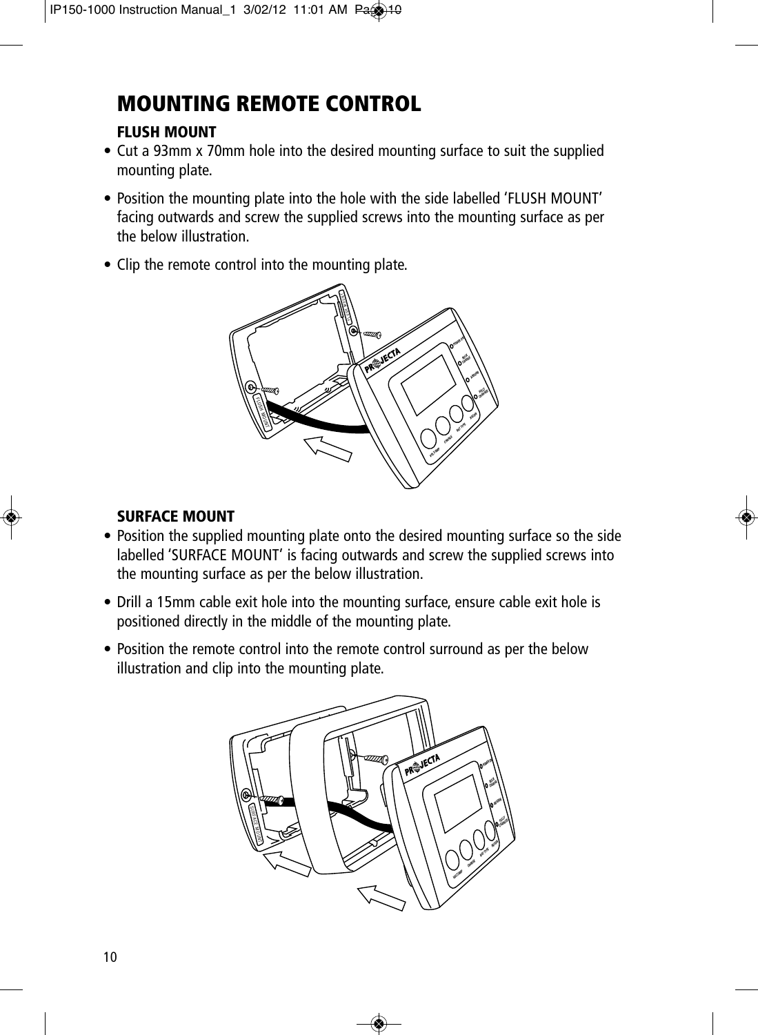# MOUNTING REMOTE CONTROL

### FLUSH MOUNT

- Cut a 93mm x 70mm hole into the desired mounting surface to suit the supplied mounting plate.
- Position the mounting plate into the hole with the side labelled 'FLUSH MOUNT' facing outwards and screw the supplied screws into the mounting surface as per the below illustration.
- Clip the remote control into the mounting plate.

### SURFACE MOUNT

- Position the supplied mounting plate onto the desired mounting surface so the side labelled 'SURFACE MOUNT' is facing outwards and screw the supplied screws into the mounting surface as per the below illustration.
- Drill a 15mm cable exit hole into the mounting surface, ensure cable exit hole is positioned directly in the middle of the mounting plate.
- Position the remote control into the remote control surround as per the below illustration and clip into the mounting plate.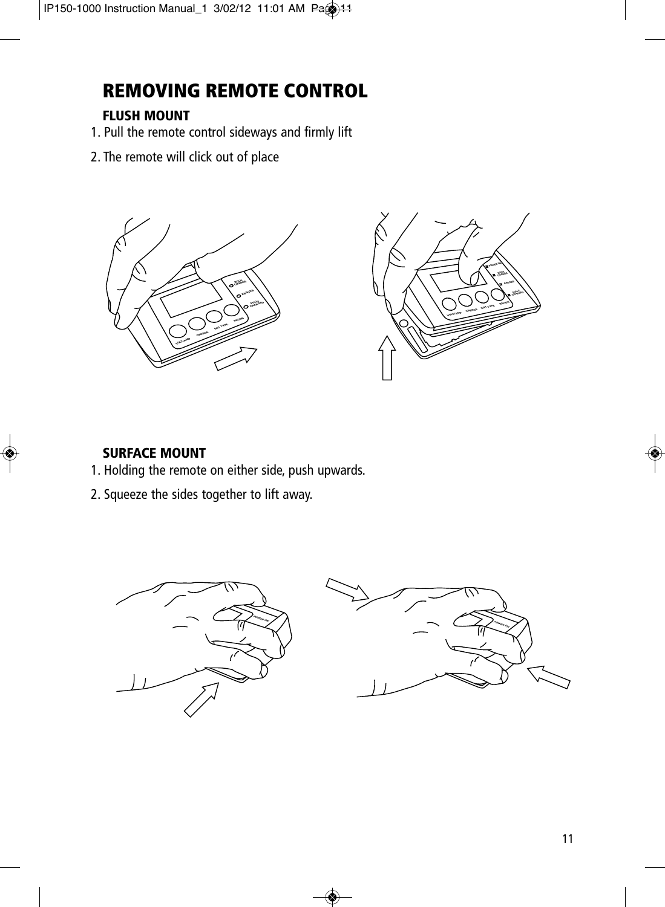# REMOVING REMOTE CONTROL

## FLUSH MOUNT

1. Pull the remote control sideways and firmly lift
2. The remote will click out of place

## SURFACE MOUNT

1. Holding the remote on either side, push upwards.
2. Squeeze the sides together to lift away.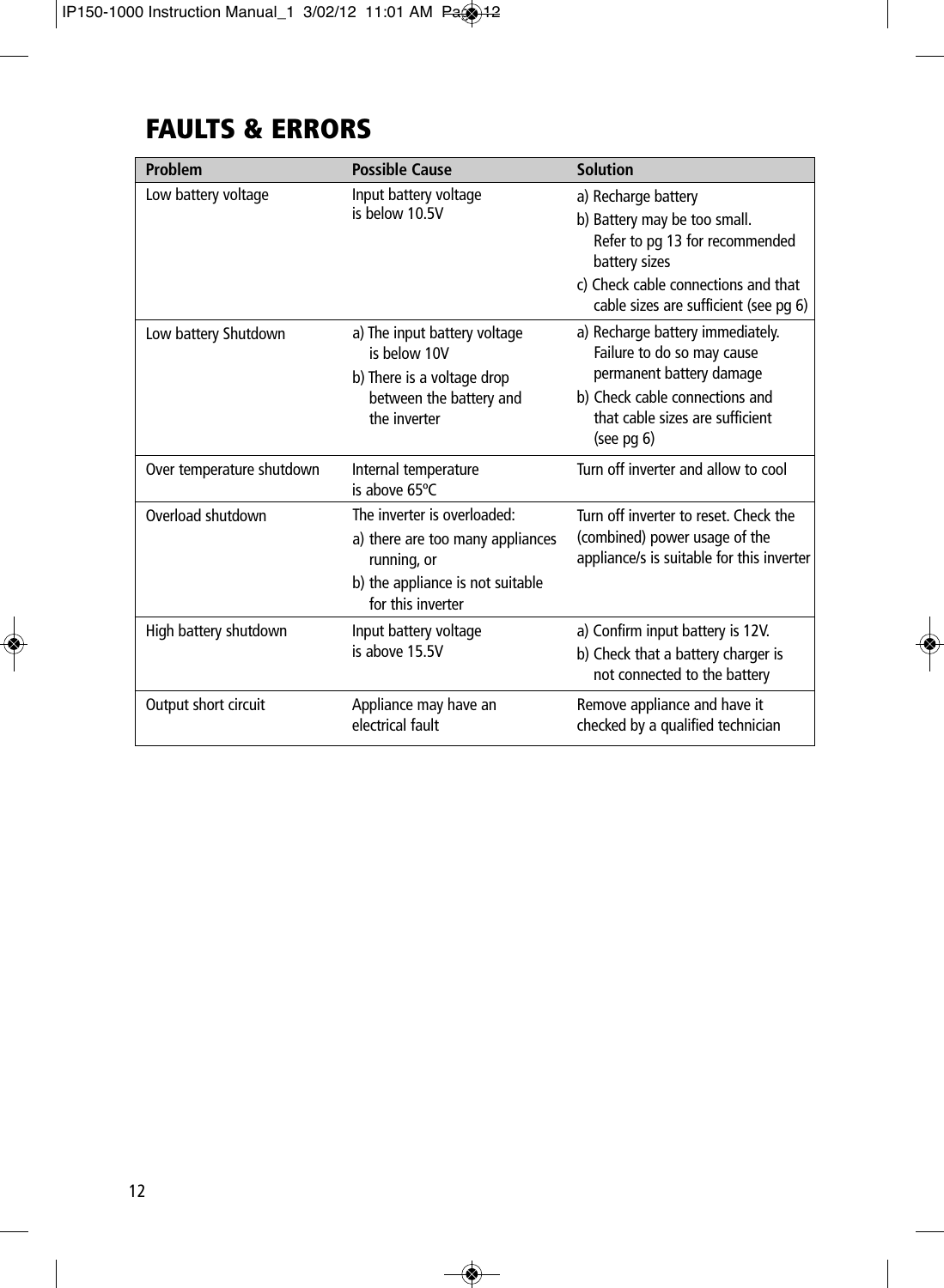# FAULTS & ERRORS

| Problem | Possible Cause | Solution |
|---|---|---|
| Low battery voltage | Input battery voltage is below 10.5V | a) Recharge battery<br>b) Battery may be too small. Refer to pg 13 for recommended battery sizes<br>c) Check cable connections and that cable sizes are sufficient (see pg 6) |
| Low battery Shutdown | a) The input battery voltage is below 10V<br>b) There is a voltage drop between the battery and the inverter | a) Recharge battery immediately. Failure to do so may cause permanent battery damage<br>b) Check cable connections and that cable sizes are sufficient (see pg 6) |
| Over temperature shutdown | Internal temperature is above 65ºC | Turn off inverter and allow to cool |
| Overload shutdown | The inverter is overloaded:<br>a) there are too many appliances running, or<br>b) the appliance is not suitable for this inverter | Turn off inverter to reset. Check the (combined) power usage of the appliance/s is suitable for this inverter |
| High battery shutdown | Input battery voltage is above 15.5V | a) Confirm input battery is 12V.<br>b) Check that a battery charger is not connected to the battery |
| Output short circuit | Appliance may have an electrical fault | Remove appliance and have it checked by a qualified technician |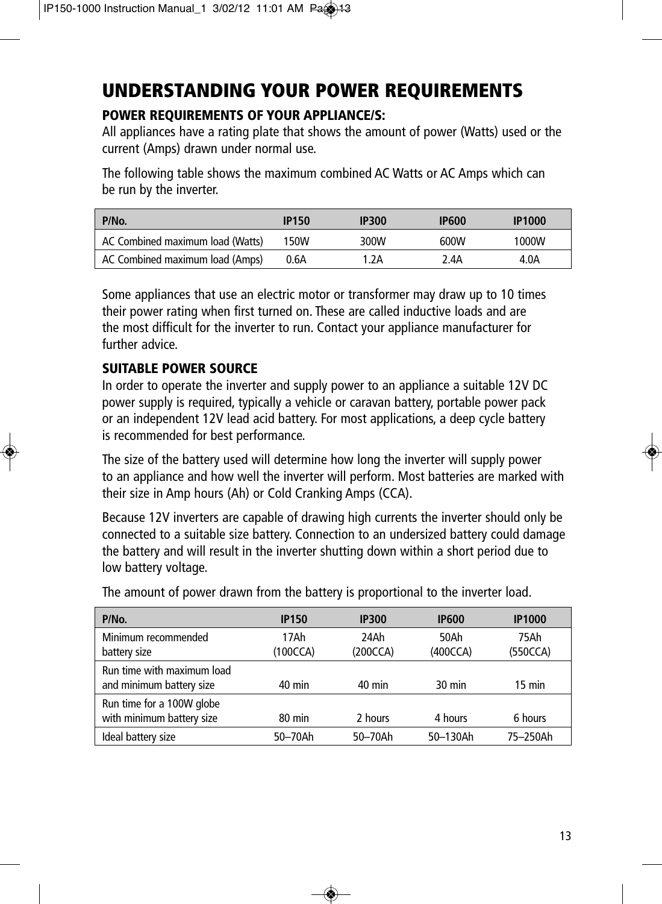# UNDERSTANDING YOUR POWER REQUIREMENTS

## POWER REQUIREMENTS OF YOUR APPLIANCE/S:

All appliances have a rating plate that shows the amount of power (Watts) used or the current (Amps) drawn under normal use.

The following table shows the maximum combined AC Watts or AC Amps which can be run by the inverter.

| P/No. | IP150 | IP300 | IP600 | IP1000 |
|---|---|---|---|---|
| AC Combined maximum load (Watts) | 150W | 300W | 600W | 1000W |
| AC Combined maximum load (Amps) | 0.6A | 1.2A | 2.4A | 4.0A |

Some appliances that use an electric motor or transformer may draw up to 10 times their power rating when first turned on. These are called inductive loads and are the most difficult for the inverter to run. Contact your appliance manufacturer for further advice.

## SUITABLE POWER SOURCE

In order to operate the inverter and supply power to an appliance a suitable 12V DC power supply is required, typically a vehicle or caravan battery, portable power pack or an independent 12V lead acid battery. For most applications, a deep cycle battery is recommended for best performance.

The size of the battery used will determine how long the inverter will supply power to an appliance and how well the inverter will perform. Most batteries are marked with their size in Amp hours (Ah) or Cold Cranking Amps (CCA).

Because 12V inverters are capable of drawing high currents the inverter should only be connected to a suitable size battery. Connection to an undersized battery could damage the battery and will result in the inverter shutting down within a short period due to low battery voltage.

The amount of power drawn from the battery is proportional to the inverter load.

| P/No. | IP150 | IP300 | IP600 | IP1000 |
|---|---|---|---|---|
| Minimum recommended battery size | 17Ah (100CCA) | 24Ah (200CCA) | 50Ah (400CCA) | 75Ah (550CCA) |
| Run time with maximum load and minimum battery size | 40 min | 40 min | 30 min | 15 min |
| Run time for a 100W globe with minimum battery size | 80 min | 2 hours | 4 hours | 6 hours |
| Ideal battery size | 50–70Ah | 50–70Ah | 50–130Ah | 75–250Ah |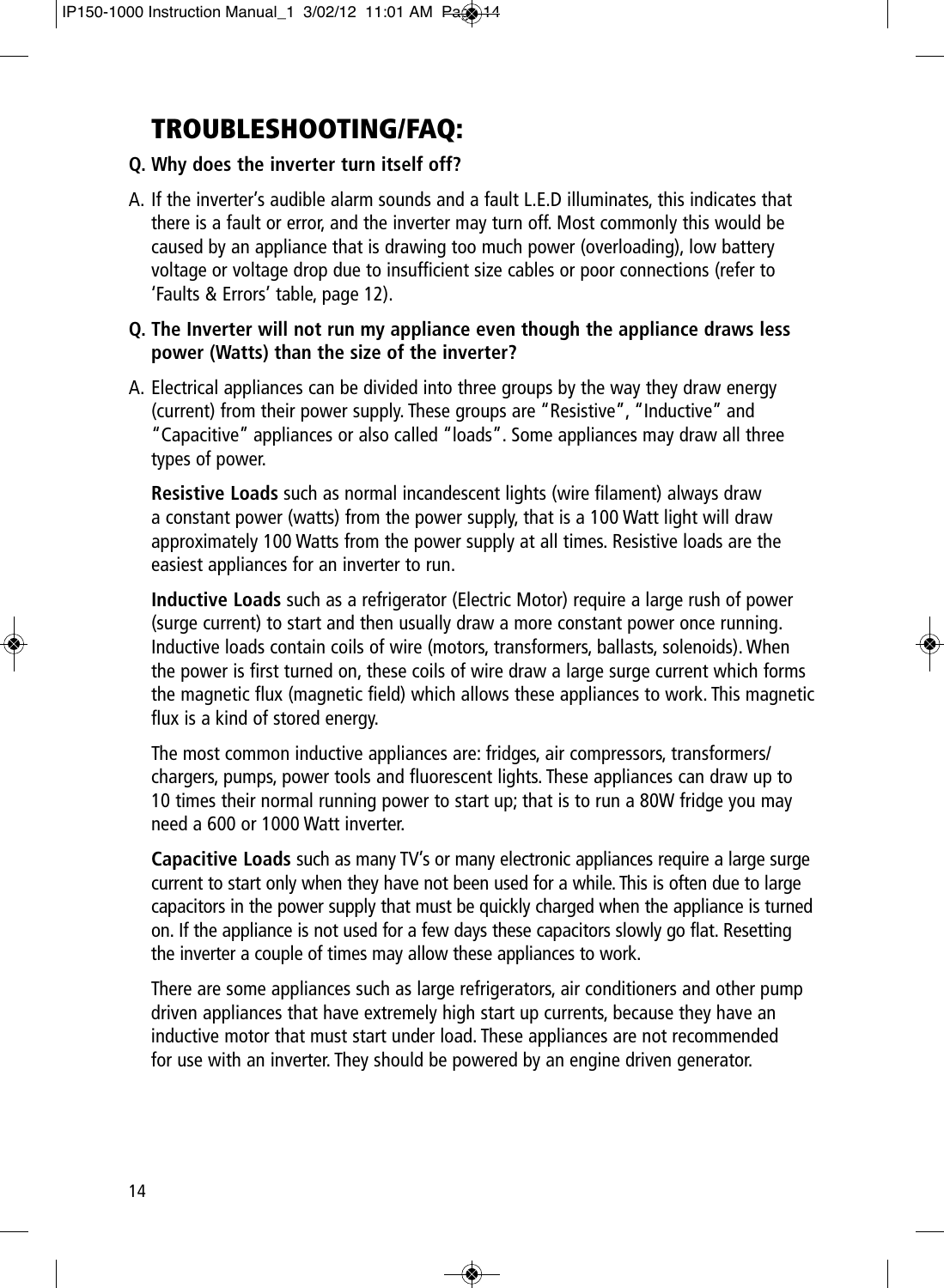# TROUBLESHOOTING/FAQ:

**Q. Why does the inverter turn itself off?**

A. If the inverter's audible alarm sounds and a fault L.E.D illuminates, this indicates that there is a fault or error, and the inverter may turn off. Most commonly this would be caused by an appliance that is drawing too much power (overloading), low battery voltage or voltage drop due to insufficient size cables or poor connections (refer to 'Faults & Errors' table, page 12).

**Q. The Inverter will not run my appliance even though the appliance draws less power (Watts) than the size of the inverter?**

A. Electrical appliances can be divided into three groups by the way they draw energy (current) from their power supply. These groups are "Resistive", "Inductive" and "Capacitive" appliances or also called "loads". Some appliances may draw all three types of power.

**Resistive Loads** such as normal incandescent lights (wire filament) always draw a constant power (watts) from the power supply, that is a 100 Watt light will draw approximately 100 Watts from the power supply at all times. Resistive loads are the easiest appliances for an inverter to run.

**Inductive Loads** such as a refrigerator (Electric Motor) require a large rush of power (surge current) to start and then usually draw a more constant power once running. Inductive loads contain coils of wire (motors, transformers, ballasts, solenoids). When the power is first turned on, these coils of wire draw a large surge current which forms the magnetic flux (magnetic field) which allows these appliances to work. This magnetic flux is a kind of stored energy.

The most common inductive appliances are: fridges, air compressors, transformers/chargers, pumps, power tools and fluorescent lights. These appliances can draw up to 10 times their normal running power to start up; that is to run a 80W fridge you may need a 600 or 1000 Watt inverter.

**Capacitive Loads** such as many TV's or many electronic appliances require a large surge current to start only when they have not been used for a while. This is often due to large capacitors in the power supply that must be quickly charged when the appliance is turned on. If the appliance is not used for a few days these capacitors slowly go flat. Resetting the inverter a couple of times may allow these appliances to work.

There are some appliances such as large refrigerators, air conditioners and other pump driven appliances that have extremely high start up currents, because they have an inductive motor that must start under load. These appliances are not recommended for use with an inverter. They should be powered by an engine driven generator.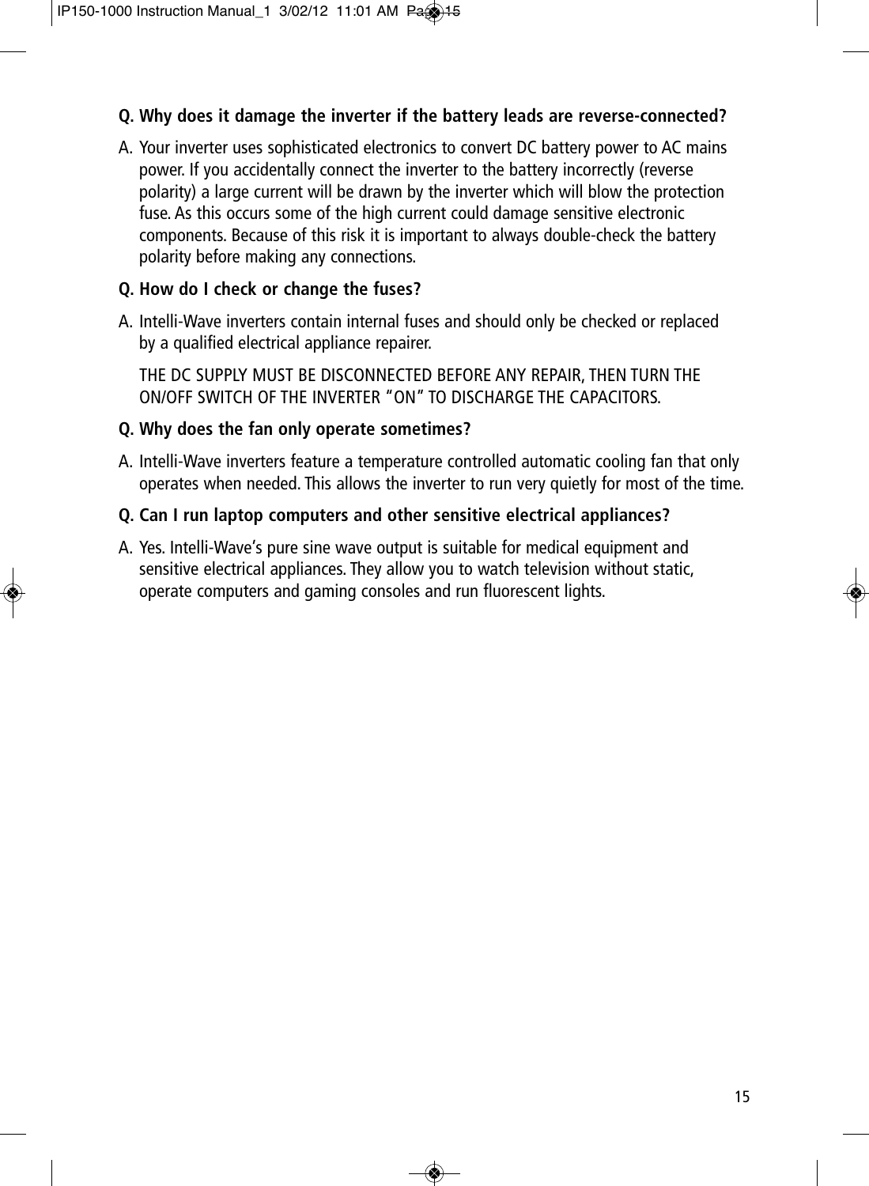**Q. Why does it damage the inverter if the battery leads are reverse-connected?**

A. Your inverter uses sophisticated electronics to convert DC battery power to AC mains power. If you accidentally connect the inverter to the battery incorrectly (reverse polarity) a large current will be drawn by the inverter which will blow the protection fuse. As this occurs some of the high current could damage sensitive electronic components. Because of this risk it is important to always double-check the battery polarity before making any connections.

**Q. How do I check or change the fuses?**

A. Intelli-Wave inverters contain internal fuses and should only be checked or replaced by a qualified electrical appliance repairer.

THE DC SUPPLY MUST BE DISCONNECTED BEFORE ANY REPAIR, THEN TURN THE ON/OFF SWITCH OF THE INVERTER "ON" TO DISCHARGE THE CAPACITORS.

**Q. Why does the fan only operate sometimes?**

A. Intelli-Wave inverters feature a temperature controlled automatic cooling fan that only operates when needed. This allows the inverter to run very quietly for most of the time.

**Q. Can I run laptop computers and other sensitive electrical appliances?**

A. Yes. Intelli-Wave's pure sine wave output is suitable for medical equipment and sensitive electrical appliances. They allow you to watch television without static, operate computers and gaming consoles and run fluorescent lights.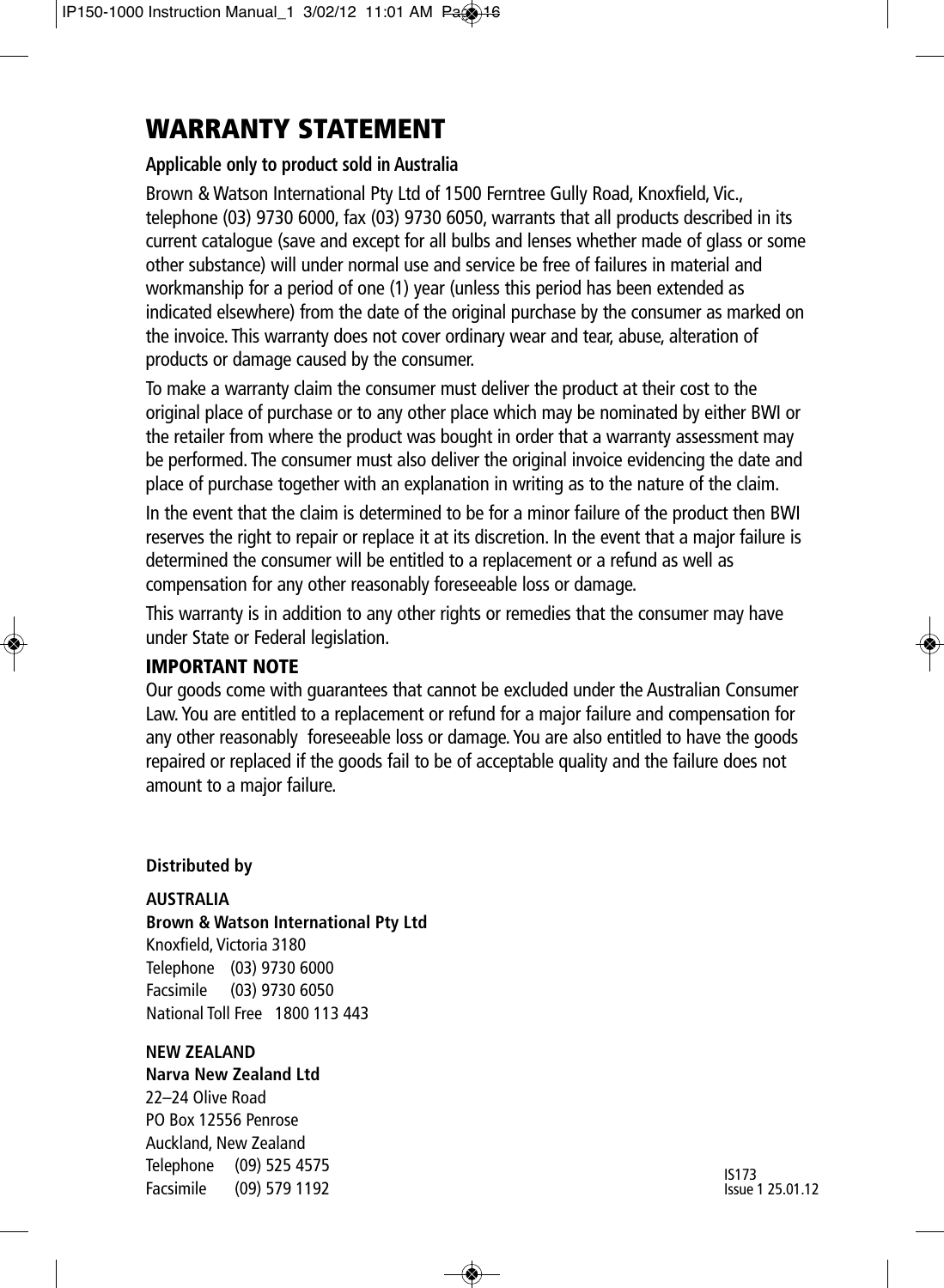# WARRANTY STATEMENT

**Applicable only to product sold in Australia**

Brown & Watson International Pty Ltd of 1500 Ferntree Gully Road, Knoxfield, Vic., telephone (03) 9730 6000, fax (03) 9730 6050, warrants that all products described in its current catalogue (save and except for all bulbs and lenses whether made of glass or some other substance) will under normal use and service be free of failures in material and workmanship for a period of one (1) year (unless this period has been extended as indicated elsewhere) from the date of the original purchase by the consumer as marked on the invoice. This warranty does not cover ordinary wear and tear, abuse, alteration of products or damage caused by the consumer.

To make a warranty claim the consumer must deliver the product at their cost to the original place of purchase or to any other place which may be nominated by either BWI or the retailer from where the product was bought in order that a warranty assessment may be performed. The consumer must also deliver the original invoice evidencing the date and place of purchase together with an explanation in writing as to the nature of the claim.

In the event that the claim is determined to be for a minor failure of the product then BWI reserves the right to repair or replace it at its discretion. In the event that a major failure is determined the consumer will be entitled to a replacement or a refund as well as compensation for any other reasonably foreseeable loss or damage.

This warranty is in addition to any other rights or remedies that the consumer may have under State or Federal legislation.

## IMPORTANT NOTE

Our goods come with guarantees that cannot be excluded under the Australian Consumer Law. You are entitled to a replacement or refund for a major failure and compensation for any other reasonably foreseeable loss or damage. You are also entitled to have the goods repaired or replaced if the goods fail to be of acceptable quality and the failure does not amount to a major failure.

**Distributed by**

**AUSTRALIA**
**Brown & Watson International Pty Ltd**
Knoxfield, Victoria 3180
Telephone (03) 9730 6000
Facsimile (03) 9730 6050
National Toll Free 1800 113 443

**NEW ZEALAND**
**Narva New Zealand Ltd**
22–24 Olive Road
PO Box 12556 Penrose
Auckland, New Zealand
Telephone (09) 525 4575
Facsimile (09) 579 1192

IS173
Issue 1 25.01.12